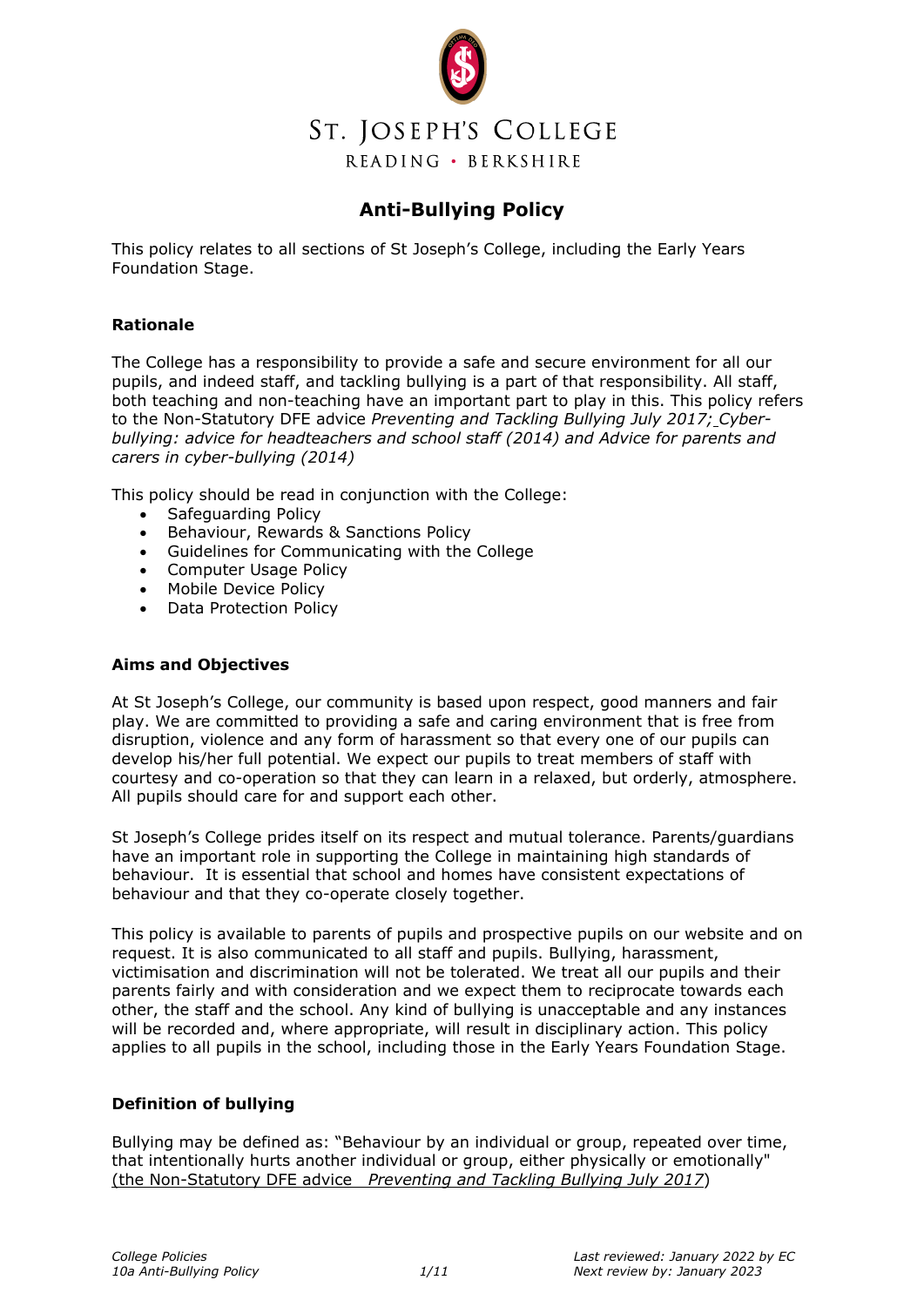ST. JOSEPH'S COLLEGE

READING • BERKSHIRE

# Anti-Bullying Policy

This policy relates to all sections of St Joseph's College, including the Early Years Foundation Stage.

### Rationale

The College has a responsibility to provide a safe and secure environment for all our pupils, and indeed staff, and tackling bullying is a part of that responsibility. All staff, both teaching and non-teaching have an important part to play in this. This policy refers to the Non-Statutory DFE advice *Preventing and Tackling Bullying July 2017; Cyber-bullying: advice for headteachers and school staff (2014) and Advice for parents and carers in cyber-bullying (2014)*

This policy should be read in conjunction with the College:

- Safeguarding Policy
- Behaviour, Rewards & Sanctions Policy
- Guidelines for Communicating with the College
- Computer Usage Policy
- Mobile Device Policy
- Data Protection Policy

### Aims and Objectives

At St Joseph's College, our community is based upon respect, good manners and fair play. We are committed to providing a safe and caring environment that is free from disruption, violence and any form of harassment so that every one of our pupils can develop his/her full potential. We expect our pupils to treat members of staff with courtesy and co-operation so that they can learn in a relaxed, but orderly, atmosphere. All pupils should care for and support each other.

St Joseph's College prides itself on its respect and mutual tolerance. Parents/guardians have an important role in supporting the College in maintaining high standards of behaviour. It is essential that school and homes have consistent expectations of behaviour and that they co-operate closely together.

This policy is available to parents of pupils and prospective pupils on our website and on request. It is also communicated to all staff and pupils. Bullying, harassment, victimisation and discrimination will not be tolerated. We treat all our pupils and their parents fairly and with consideration and we expect them to reciprocate towards each other, the staff and the school. Any kind of bullying is unacceptable and any instances will be recorded and, where appropriate, will result in disciplinary action. This policy applies to all pupils in the school, including those in the Early Years Foundation Stage.

### Definition of bullying

Bullying may be defined as: "Behaviour by an individual or group, repeated over time, that intentionally hurts another individual or group, either physically or emotionally" (the Non-Statutory DFE advice *Preventing and Tackling Bullying July 2017*)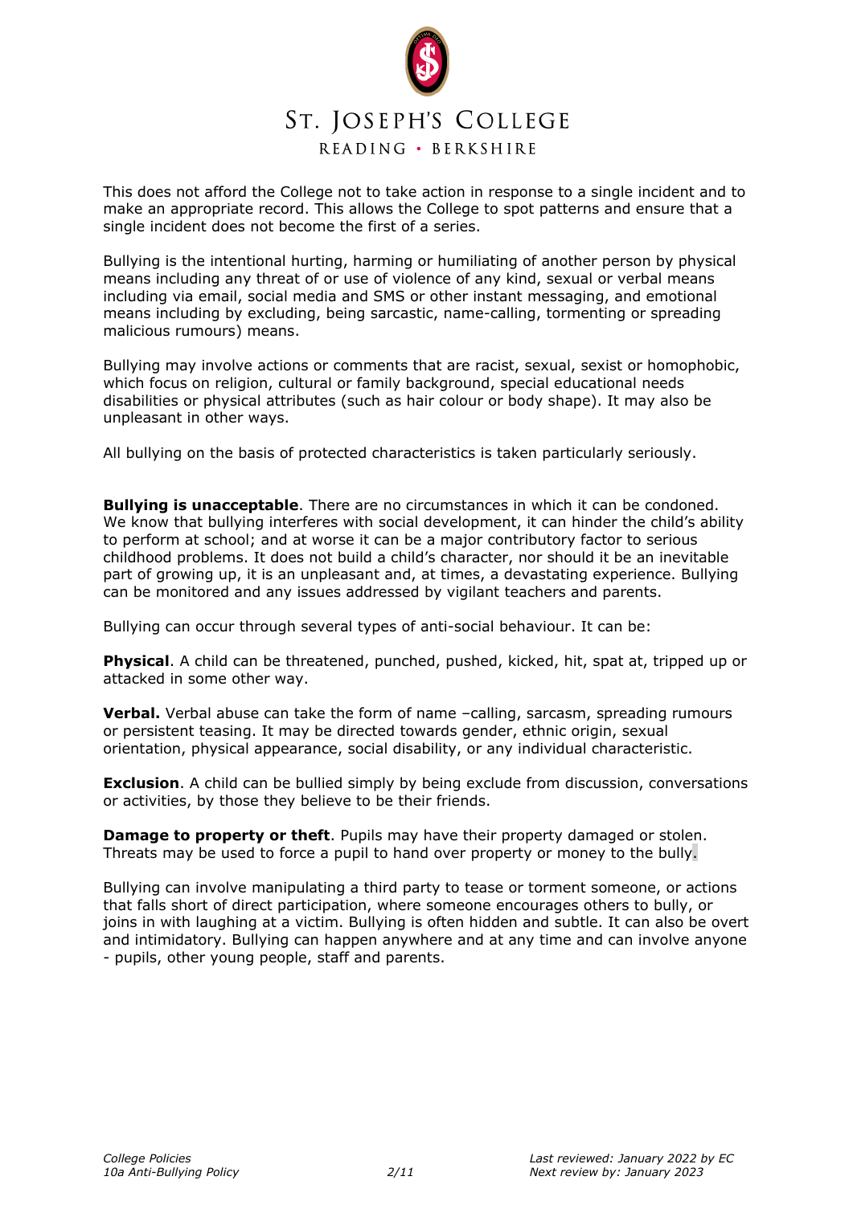This does not afford the College not to take action in response to a single incident and to make an appropriate record. This allows the College to spot patterns and ensure that a single incident does not become the first of a series.

Bullying is the intentional hurting, harming or humiliating of another person by physical means including any threat of or use of violence of any kind, sexual or verbal means including via email, social media and SMS or other instant messaging, and emotional means including by excluding, being sarcastic, name-calling, tormenting or spreading malicious rumours) means.

Bullying may involve actions or comments that are racist, sexual, sexist or homophobic, which focus on religion, cultural or family background, special educational needs disabilities or physical attributes (such as hair colour or body shape). It may also be unpleasant in other ways.

All bullying on the basis of protected characteristics is taken particularly seriously.

**Bullying is unacceptable**. There are no circumstances in which it can be condoned. We know that bullying interferes with social development, it can hinder the child's ability to perform at school; and at worse it can be a major contributory factor to serious childhood problems. It does not build a child's character, nor should it be an inevitable part of growing up, it is an unpleasant and, at times, a devastating experience. Bullying can be monitored and any issues addressed by vigilant teachers and parents.

Bullying can occur through several types of anti-social behaviour. It can be:

**Physical**. A child can be threatened, punched, pushed, kicked, hit, spat at, tripped up or attacked in some other way.

**Verbal.** Verbal abuse can take the form of name –calling, sarcasm, spreading rumours or persistent teasing. It may be directed towards gender, ethnic origin, sexual orientation, physical appearance, social disability, or any individual characteristic.

**Exclusion**. A child can be bullied simply by being exclude from discussion, conversations or activities, by those they believe to be their friends.

**Damage to property or theft**. Pupils may have their property damaged or stolen. Threats may be used to force a pupil to hand over property or money to the bully.

Bullying can involve manipulating a third party to tease or torment someone, or actions that falls short of direct participation, where someone encourages others to bully, or joins in with laughing at a victim. Bullying is often hidden and subtle. It can also be overt and intimidatory. Bullying can happen anywhere and at any time and can involve anyone - pupils, other young people, staff and parents.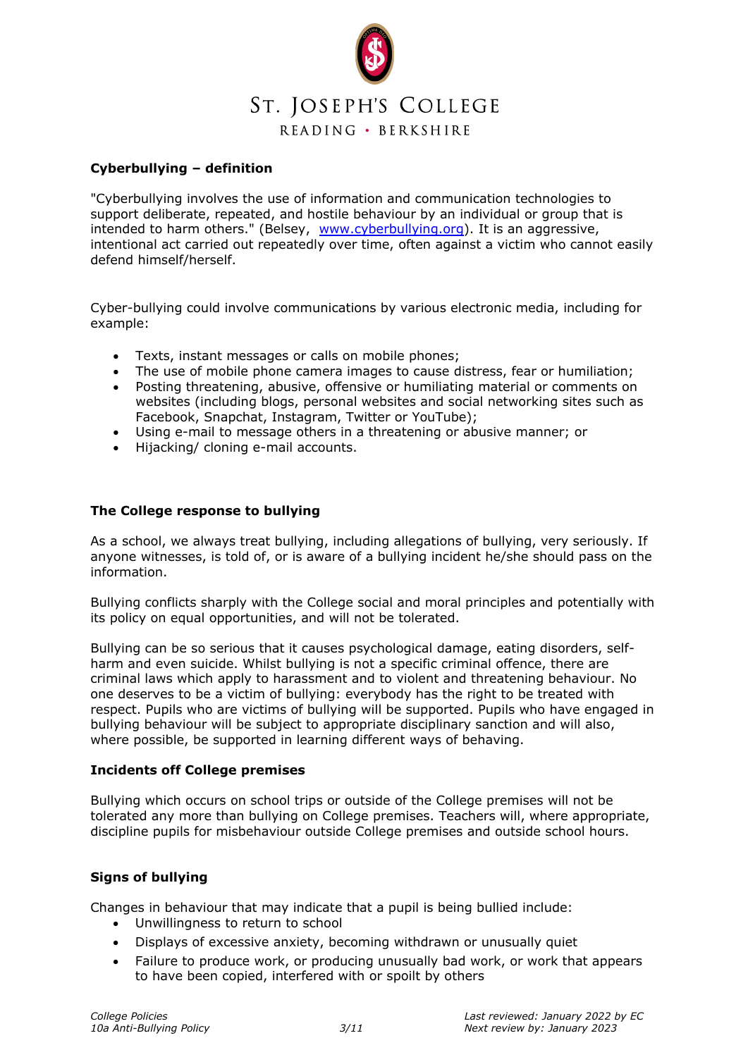**Cyberbullying – definition**

"Cyberbullying involves the use of information and communication technologies to support deliberate, repeated, and hostile behaviour by an individual or group that is intended to harm others." (Belsey, www.cyberbullying.org). It is an aggressive, intentional act carried out repeatedly over time, often against a victim who cannot easily defend himself/herself.

Cyber-bullying could involve communications by various electronic media, including for example:

- Texts, instant messages or calls on mobile phones;
- The use of mobile phone camera images to cause distress, fear or humiliation;
- Posting threatening, abusive, offensive or humiliating material or comments on websites (including blogs, personal websites and social networking sites such as Facebook, Snapchat, Instagram, Twitter or YouTube);
- Using e-mail to message others in a threatening or abusive manner; or
- Hijacking/ cloning e-mail accounts.

**The College response to bullying**

As a school, we always treat bullying, including allegations of bullying, very seriously. If anyone witnesses, is told of, or is aware of a bullying incident he/she should pass on the information.

Bullying conflicts sharply with the College social and moral principles and potentially with its policy on equal opportunities, and will not be tolerated.

Bullying can be so serious that it causes psychological damage, eating disorders, self-harm and even suicide. Whilst bullying is not a specific criminal offence, there are criminal laws which apply to harassment and to violent and threatening behaviour. No one deserves to be a victim of bullying: everybody has the right to be treated with respect. Pupils who are victims of bullying will be supported. Pupils who have engaged in bullying behaviour will be subject to appropriate disciplinary sanction and will also, where possible, be supported in learning different ways of behaving.

**Incidents off College premises**

Bullying which occurs on school trips or outside of the College premises will not be tolerated any more than bullying on College premises. Teachers will, where appropriate, discipline pupils for misbehaviour outside College premises and outside school hours.

**Signs of bullying**

Changes in behaviour that may indicate that a pupil is being bullied include:

- Unwillingness to return to school
- Displays of excessive anxiety, becoming withdrawn or unusually quiet
- Failure to produce work, or producing unusually bad work, or work that appears to have been copied, interfered with or spoilt by others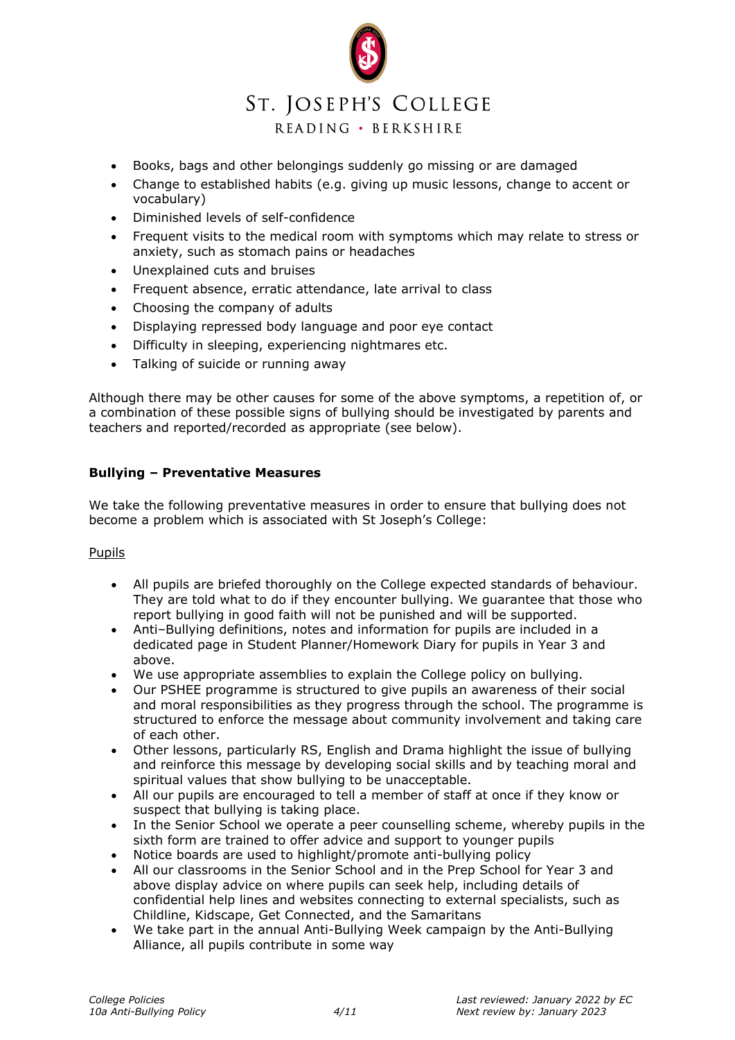- Books, bags and other belongings suddenly go missing or are damaged
- Change to established habits (e.g. giving up music lessons, change to accent or vocabulary)
- Diminished levels of self-confidence
- Frequent visits to the medical room with symptoms which may relate to stress or anxiety, such as stomach pains or headaches
- Unexplained cuts and bruises
- Frequent absence, erratic attendance, late arrival to class
- Choosing the company of adults
- Displaying repressed body language and poor eye contact
- Difficulty in sleeping, experiencing nightmares etc.
- Talking of suicide or running away

Although there may be other causes for some of the above symptoms, a repetition of, or a combination of these possible signs of bullying should be investigated by parents and teachers and reported/recorded as appropriate (see below).

**Bullying – Preventative Measures**

We take the following preventative measures in order to ensure that bullying does not become a problem which is associated with St Joseph's College:

<u>Pupils</u>

- All pupils are briefed thoroughly on the College expected standards of behaviour. They are told what to do if they encounter bullying. We guarantee that those who report bullying in good faith will not be punished and will be supported.
- Anti–Bullying definitions, notes and information for pupils are included in a dedicated page in Student Planner/Homework Diary for pupils in Year 3 and above.
- We use appropriate assemblies to explain the College policy on bullying.
- Our PSHEE programme is structured to give pupils an awareness of their social and moral responsibilities as they progress through the school. The programme is structured to enforce the message about community involvement and taking care of each other.
- Other lessons, particularly RS, English and Drama highlight the issue of bullying and reinforce this message by developing social skills and by teaching moral and spiritual values that show bullying to be unacceptable.
- All our pupils are encouraged to tell a member of staff at once if they know or suspect that bullying is taking place.
- In the Senior School we operate a peer counselling scheme, whereby pupils in the sixth form are trained to offer advice and support to younger pupils
- Notice boards are used to highlight/promote anti-bullying policy
- All our classrooms in the Senior School and in the Prep School for Year 3 and above display advice on where pupils can seek help, including details of confidential help lines and websites connecting to external specialists, such as Childline, Kidscape, Get Connected, and the Samaritans
- We take part in the annual Anti-Bullying Week campaign by the Anti-Bullying Alliance, all pupils contribute in some way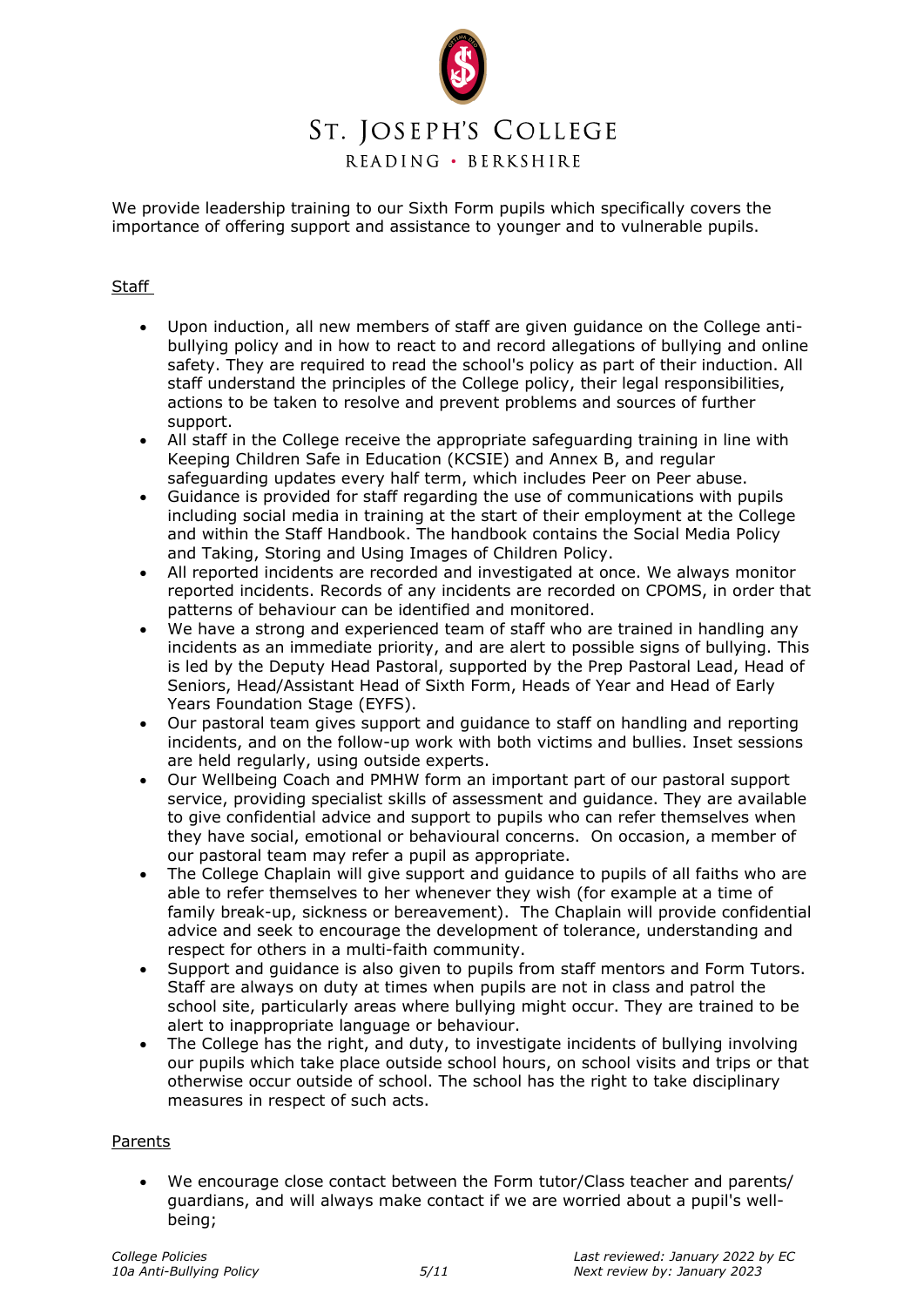We provide leadership training to our Sixth Form pupils which specifically covers the importance of offering support and assistance to younger and to vulnerable pupils.

Staff

- Upon induction, all new members of staff are given guidance on the College anti-bullying policy and in how to react to and record allegations of bullying and online safety. They are required to read the school's policy as part of their induction. All staff understand the principles of the College policy, their legal responsibilities, actions to be taken to resolve and prevent problems and sources of further support.
- All staff in the College receive the appropriate safeguarding training in line with Keeping Children Safe in Education (KCSIE) and Annex B, and regular safeguarding updates every half term, which includes Peer on Peer abuse.
- Guidance is provided for staff regarding the use of communications with pupils including social media in training at the start of their employment at the College and within the Staff Handbook. The handbook contains the Social Media Policy and Taking, Storing and Using Images of Children Policy.
- All reported incidents are recorded and investigated at once. We always monitor reported incidents. Records of any incidents are recorded on CPOMS, in order that patterns of behaviour can be identified and monitored.
- We have a strong and experienced team of staff who are trained in handling any incidents as an immediate priority, and are alert to possible signs of bullying. This is led by the Deputy Head Pastoral, supported by the Prep Pastoral Lead, Head of Seniors, Head/Assistant Head of Sixth Form, Heads of Year and Head of Early Years Foundation Stage (EYFS).
- Our pastoral team gives support and guidance to staff on handling and reporting incidents, and on the follow-up work with both victims and bullies. Inset sessions are held regularly, using outside experts.
- Our Wellbeing Coach and PMHW form an important part of our pastoral support service, providing specialist skills of assessment and guidance. They are available to give confidential advice and support to pupils who can refer themselves when they have social, emotional or behavioural concerns. On occasion, a member of our pastoral team may refer a pupil as appropriate.
- The College Chaplain will give support and guidance to pupils of all faiths who are able to refer themselves to her whenever they wish (for example at a time of family break-up, sickness or bereavement). The Chaplain will provide confidential advice and seek to encourage the development of tolerance, understanding and respect for others in a multi-faith community.
- Support and guidance is also given to pupils from staff mentors and Form Tutors. Staff are always on duty at times when pupils are not in class and patrol the school site, particularly areas where bullying might occur. They are trained to be alert to inappropriate language or behaviour.
- The College has the right, and duty, to investigate incidents of bullying involving our pupils which take place outside school hours, on school visits and trips or that otherwise occur outside of school. The school has the right to take disciplinary measures in respect of such acts.

Parents

- We encourage close contact between the Form tutor/Class teacher and parents/ guardians, and will always make contact if we are worried about a pupil's well-being;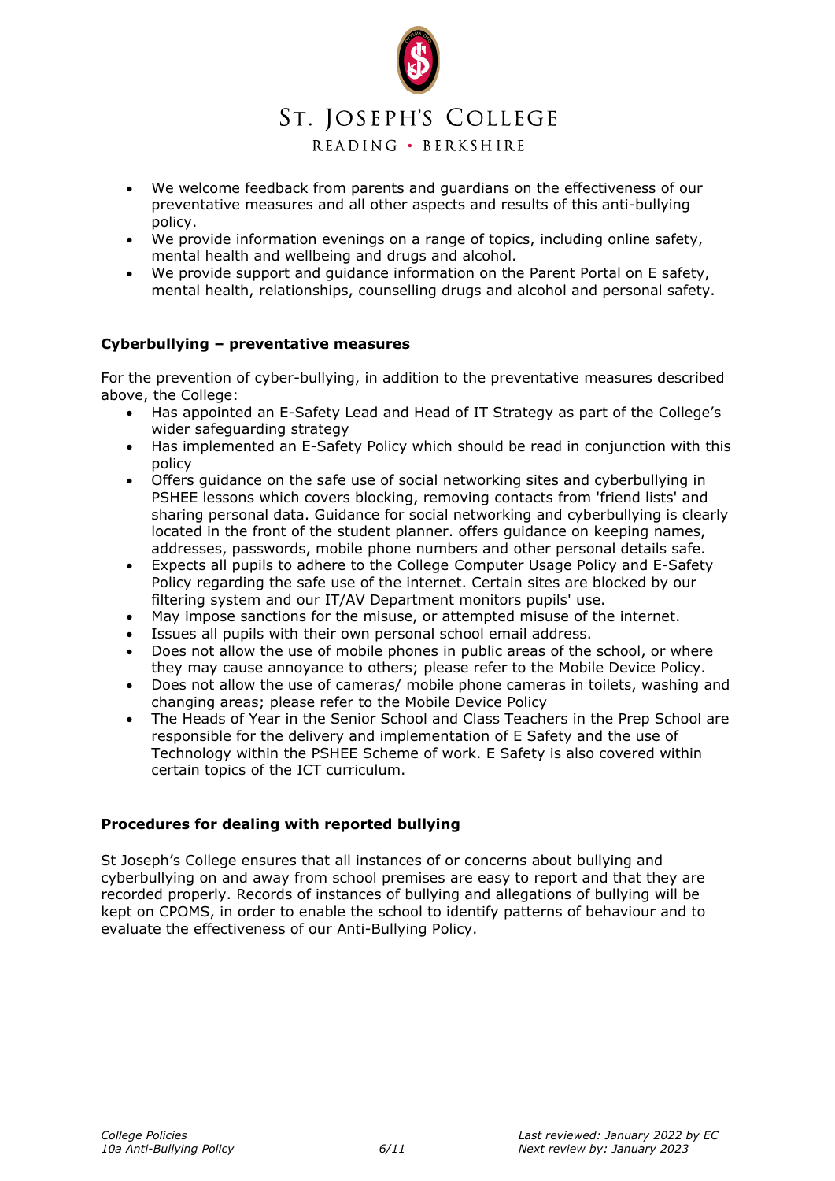- We welcome feedback from parents and guardians on the effectiveness of our preventative measures and all other aspects and results of this anti-bullying policy.
- We provide information evenings on a range of topics, including online safety, mental health and wellbeing and drugs and alcohol.
- We provide support and guidance information on the Parent Portal on E safety, mental health, relationships, counselling drugs and alcohol and personal safety.

**Cyberbullying – preventative measures**

For the prevention of cyber-bullying, in addition to the preventative measures described above, the College:

- Has appointed an E-Safety Lead and Head of IT Strategy as part of the College's wider safeguarding strategy
- Has implemented an E-Safety Policy which should be read in conjunction with this policy
- Offers guidance on the safe use of social networking sites and cyberbullying in PSHEE lessons which covers blocking, removing contacts from 'friend lists' and sharing personal data. Guidance for social networking and cyberbullying is clearly located in the front of the student planner. offers guidance on keeping names, addresses, passwords, mobile phone numbers and other personal details safe.
- Expects all pupils to adhere to the College Computer Usage Policy and E-Safety Policy regarding the safe use of the internet. Certain sites are blocked by our filtering system and our IT/AV Department monitors pupils' use.
- May impose sanctions for the misuse, or attempted misuse of the internet.
- Issues all pupils with their own personal school email address.
- Does not allow the use of mobile phones in public areas of the school, or where they may cause annoyance to others; please refer to the Mobile Device Policy.
- Does not allow the use of cameras/ mobile phone cameras in toilets, washing and changing areas; please refer to the Mobile Device Policy
- The Heads of Year in the Senior School and Class Teachers in the Prep School are responsible for the delivery and implementation of E Safety and the use of Technology within the PSHEE Scheme of work. E Safety is also covered within certain topics of the ICT curriculum.

**Procedures for dealing with reported bullying**

St Joseph's College ensures that all instances of or concerns about bullying and cyberbullying on and away from school premises are easy to report and that they are recorded properly. Records of instances of bullying and allegations of bullying will be kept on CPOMS, in order to enable the school to identify patterns of behaviour and to evaluate the effectiveness of our Anti-Bullying Policy.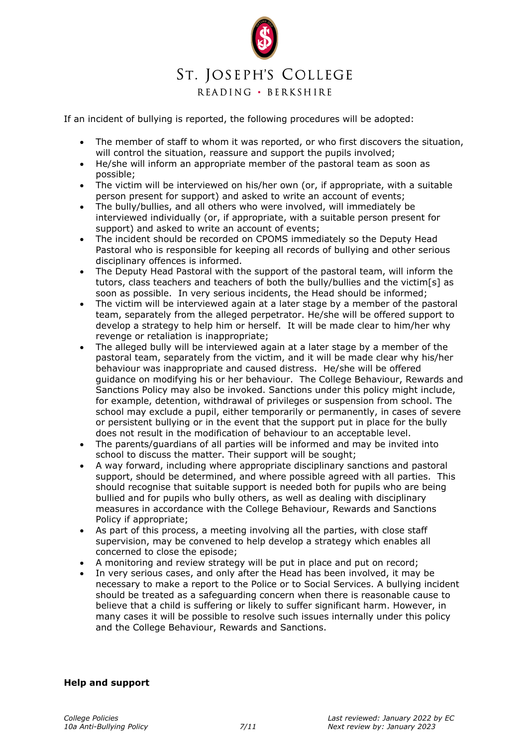If an incident of bullying is reported, the following procedures will be adopted:

- The member of staff to whom it was reported, or who first discovers the situation, will control the situation, reassure and support the pupils involved;
- He/she will inform an appropriate member of the pastoral team as soon as possible;
- The victim will be interviewed on his/her own (or, if appropriate, with a suitable person present for support) and asked to write an account of events;
- The bully/bullies, and all others who were involved, will immediately be interviewed individually (or, if appropriate, with a suitable person present for support) and asked to write an account of events;
- The incident should be recorded on CPOMS immediately so the Deputy Head Pastoral who is responsible for keeping all records of bullying and other serious disciplinary offences is informed.
- The Deputy Head Pastoral with the support of the pastoral team, will inform the tutors, class teachers and teachers of both the bully/bullies and the victim[s] as soon as possible. In very serious incidents, the Head should be informed;
- The victim will be interviewed again at a later stage by a member of the pastoral team, separately from the alleged perpetrator. He/she will be offered support to develop a strategy to help him or herself. It will be made clear to him/her why revenge or retaliation is inappropriate;
- The alleged bully will be interviewed again at a later stage by a member of the pastoral team, separately from the victim, and it will be made clear why his/her behaviour was inappropriate and caused distress. He/she will be offered guidance on modifying his or her behaviour. The College Behaviour, Rewards and Sanctions Policy may also be invoked. Sanctions under this policy might include, for example, detention, withdrawal of privileges or suspension from school. The school may exclude a pupil, either temporarily or permanently, in cases of severe or persistent bullying or in the event that the support put in place for the bully does not result in the modification of behaviour to an acceptable level.
- The parents/guardians of all parties will be informed and may be invited into school to discuss the matter. Their support will be sought;
- A way forward, including where appropriate disciplinary sanctions and pastoral support, should be determined, and where possible agreed with all parties. This should recognise that suitable support is needed both for pupils who are being bullied and for pupils who bully others, as well as dealing with disciplinary measures in accordance with the College Behaviour, Rewards and Sanctions Policy if appropriate;
- As part of this process, a meeting involving all the parties, with close staff supervision, may be convened to help develop a strategy which enables all concerned to close the episode;
- A monitoring and review strategy will be put in place and put on record;
- In very serious cases, and only after the Head has been involved, it may be necessary to make a report to the Police or to Social Services. A bullying incident should be treated as a safeguarding concern when there is reasonable cause to believe that a child is suffering or likely to suffer significant harm. However, in many cases it will be possible to resolve such issues internally under this policy and the College Behaviour, Rewards and Sanctions.

**Help and support**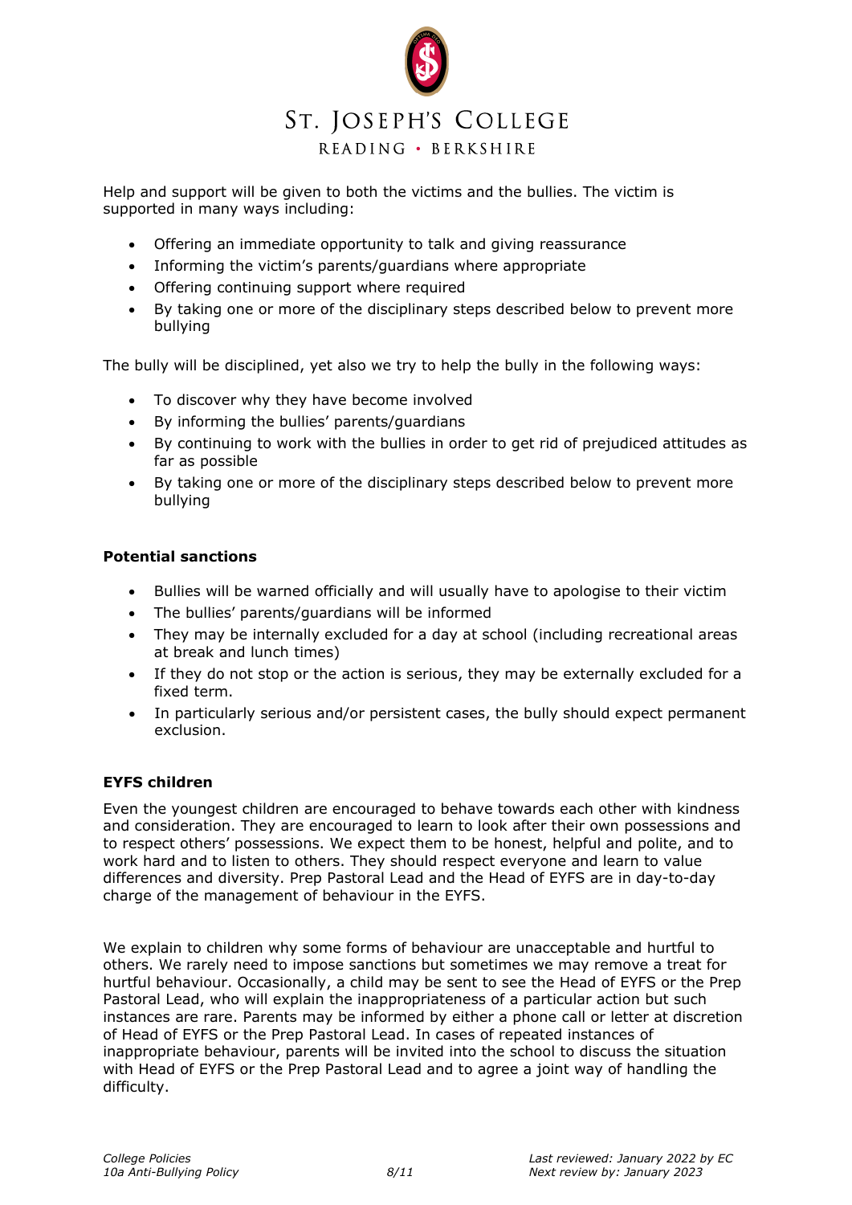Help and support will be given to both the victims and the bullies. The victim is supported in many ways including:

- Offering an immediate opportunity to talk and giving reassurance
- Informing the victim's parents/guardians where appropriate
- Offering continuing support where required
- By taking one or more of the disciplinary steps described below to prevent more bullying

The bully will be disciplined, yet also we try to help the bully in the following ways:

- To discover why they have become involved
- By informing the bullies' parents/guardians
- By continuing to work with the bullies in order to get rid of prejudiced attitudes as far as possible
- By taking one or more of the disciplinary steps described below to prevent more bullying

**Potential sanctions**

- Bullies will be warned officially and will usually have to apologise to their victim
- The bullies' parents/guardians will be informed
- They may be internally excluded for a day at school (including recreational areas at break and lunch times)
- If they do not stop or the action is serious, they may be externally excluded for a fixed term.
- In particularly serious and/or persistent cases, the bully should expect permanent exclusion.

**EYFS children**

Even the youngest children are encouraged to behave towards each other with kindness and consideration. They are encouraged to learn to look after their own possessions and to respect others' possessions. We expect them to be honest, helpful and polite, and to work hard and to listen to others. They should respect everyone and learn to value differences and diversity. Prep Pastoral Lead and the Head of EYFS are in day-to-day charge of the management of behaviour in the EYFS.

We explain to children why some forms of behaviour are unacceptable and hurtful to others. We rarely need to impose sanctions but sometimes we may remove a treat for hurtful behaviour. Occasionally, a child may be sent to see the Head of EYFS or the Prep Pastoral Lead, who will explain the inappropriateness of a particular action but such instances are rare. Parents may be informed by either a phone call or letter at discretion of Head of EYFS or the Prep Pastoral Lead. In cases of repeated instances of inappropriate behaviour, parents will be invited into the school to discuss the situation with Head of EYFS or the Prep Pastoral Lead and to agree a joint way of handling the difficulty.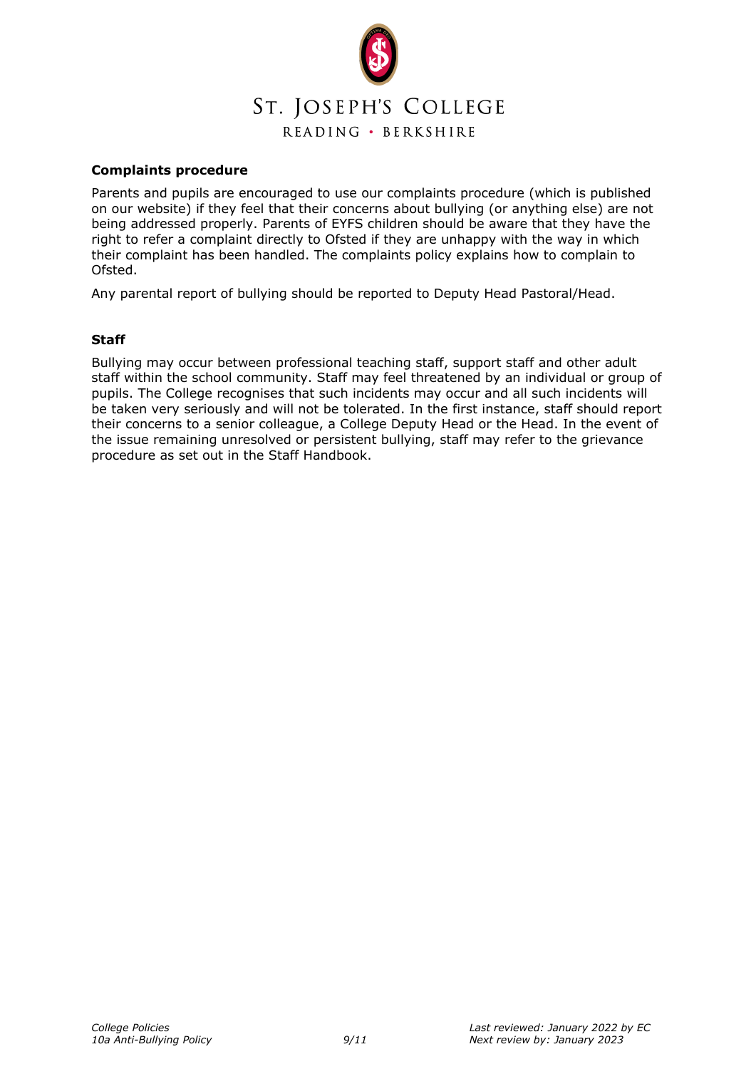## Complaints procedure

Parents and pupils are encouraged to use our complaints procedure (which is published on our website) if they feel that their concerns about bullying (or anything else) are not being addressed properly. Parents of EYFS children should be aware that they have the right to refer a complaint directly to Ofsted if they are unhappy with the way in which their complaint has been handled. The complaints policy explains how to complain to Ofsted.

Any parental report of bullying should be reported to Deputy Head Pastoral/Head.

## Staff

Bullying may occur between professional teaching staff, support staff and other adult staff within the school community. Staff may feel threatened by an individual or group of pupils. The College recognises that such incidents may occur and all such incidents will be taken very seriously and will not be tolerated. In the first instance, staff should report their concerns to a senior colleague, a College Deputy Head or the Head. In the event of the issue remaining unresolved or persistent bullying, staff may refer to the grievance procedure as set out in the Staff Handbook.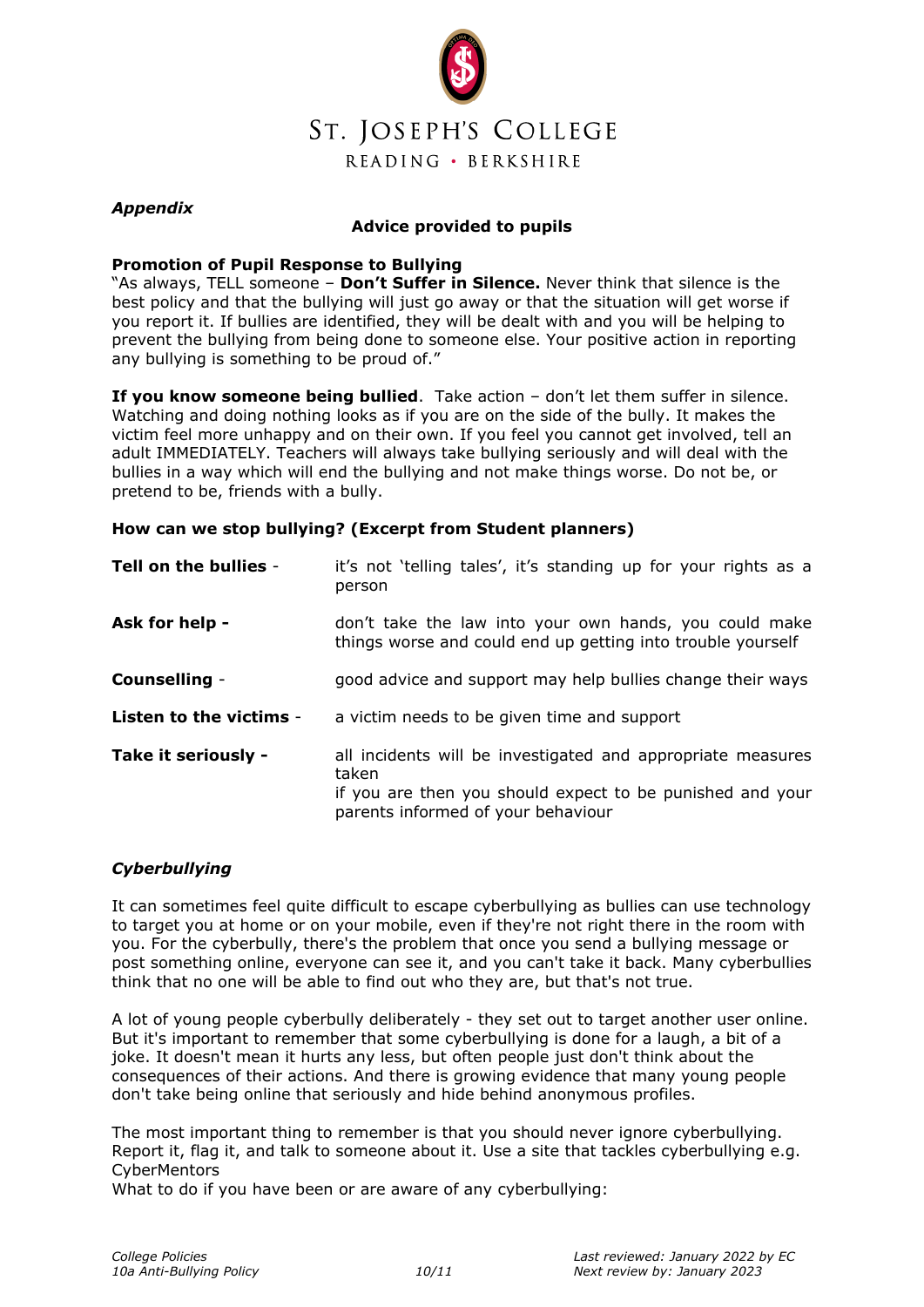*Appendix*

**Advice provided to pupils**

**Promotion of Pupil Response to Bullying**

"As always, TELL someone – **Don't Suffer in Silence.** Never think that silence is the best policy and that the bullying will just go away or that the situation will get worse if you report it. If bullies are identified, they will be dealt with and you will be helping to prevent the bullying from being done to someone else. Your positive action in reporting any bullying is something to be proud of."

**If you know someone being bullied**. Take action – don't let them suffer in silence. Watching and doing nothing looks as if you are on the side of the bully. It makes the victim feel more unhappy and on their own. If you feel you cannot get involved, tell an adult IMMEDIATELY. Teachers will always take bullying seriously and will deal with the bullies in a way which will end the bullying and not make things worse. Do not be, or pretend to be, friends with a bully.

**How can we stop bullying? (Excerpt from Student planners)**

| | |
|---|---|
| **Tell on the bullies** - | it's not 'telling tales', it's standing up for your rights as a person |
| **Ask for help -** | don't take the law into your own hands, you could make things worse and could end up getting into trouble yourself |
| **Counselling** - | good advice and support may help bullies change their ways |
| **Listen to the victims** - | a victim needs to be given time and support |
| **Take it seriously -** | all incidents will be investigated and appropriate measures taken<br>if you are then you should expect to be punished and your parents informed of your behaviour |

## *Cyberbullying*

It can sometimes feel quite difficult to escape cyberbullying as bullies can use technology to target you at home or on your mobile, even if they're not right there in the room with you. For the cyberbully, there's the problem that once you send a bullying message or post something online, everyone can see it, and you can't take it back. Many cyberbullies think that no one will be able to find out who they are, but that's not true.

A lot of young people cyberbully deliberately - they set out to target another user online. But it's important to remember that some cyberbullying is done for a laugh, a bit of a joke. It doesn't mean it hurts any less, but often people just don't think about the consequences of their actions. And there is growing evidence that many young people don't take being online that seriously and hide behind anonymous profiles.

The most important thing to remember is that you should never ignore cyberbullying. Report it, flag it, and talk to someone about it. Use a site that tackles cyberbullying e.g. CyberMentors

What to do if you have been or are aware of any cyberbullying: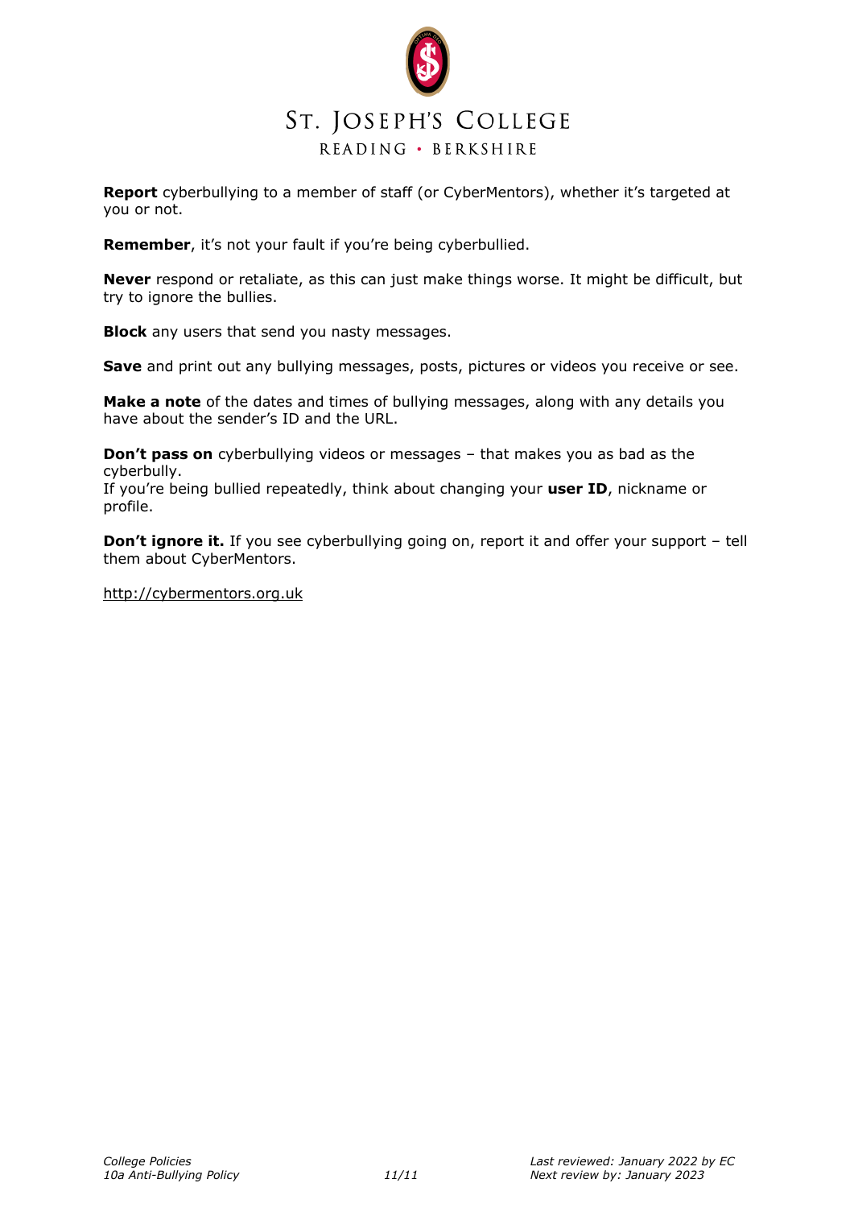**Report** cyberbullying to a member of staff (or CyberMentors), whether it's targeted at you or not.

**Remember**, it's not your fault if you're being cyberbullied.

**Never** respond or retaliate, as this can just make things worse. It might be difficult, but try to ignore the bullies.

**Block** any users that send you nasty messages.

**Save** and print out any bullying messages, posts, pictures or videos you receive or see.

**Make a note** of the dates and times of bullying messages, along with any details you have about the sender's ID and the URL.

**Don't pass on** cyberbullying videos or messages – that makes you as bad as the cyberbully.
If you're being bullied repeatedly, think about changing your **user ID**, nickname or profile.

**Don't ignore it.** If you see cyberbullying going on, report it and offer your support – tell them about CyberMentors.

http://cybermentors.org.uk